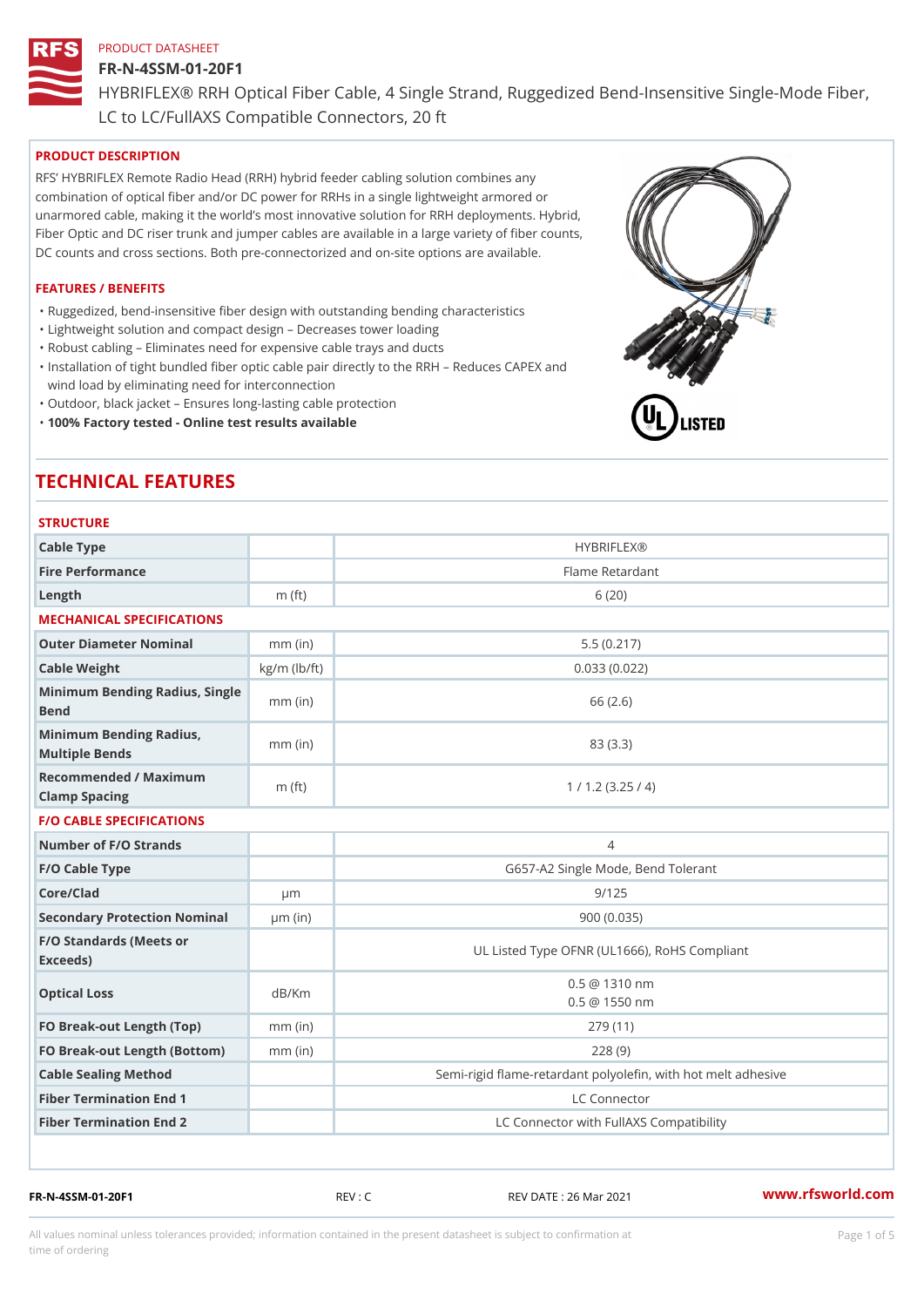PRODUCT DATASHEET

# FR-N-4SSM-01-20F1

HYBRIFLEX® RRH Optical Fiber Cable, 4 Single Strand, Ruggedized Bend-Insensitive Single-Mode Fiber, LC to LC/FullAXS Compatible Connectors, 20 ft

## PRODUCT DESCRIPTION

RFS' HYBRIFLEX Remote Radio Head (RRH) hybrid feeder cabling solution combines any combination of optical fiber and/or DC power for RRHs in a single lightweight armored or unarmored cable, making it the world's most innovative solution for RRH deployments. Hybrid, Fiber Optic and DC riser trunk and jumper cables are available in a large variety of fiber counts, DC counts and cross sections. Both pre-connectorized and on-site options are available.

## FEATURES / BENEFITS

- Ruggedized, bend-insensitive fiber design with outstanding bending characteristics
- Lightweight solution and compact design – Decreases tower loading
- Robust cabling – Eliminates need for expensive cable trays and ducts
- Installation of tight bundled fiber optic cable pair directly to the RRH – Reduces CAPEX and wind load by eliminating need for interconnection
- Outdoor, black jacket – Ensures long-lasting cable protection
- **100% Factory tested - Online test results available**

# TECHNICAL FEATURES

### STRUCTURE

| | | |
|---|---|---|
| Cable Type | | HYBRIFLEX® |
| Fire Performance | | Flame Retardant |
| Length | m (ft) | 6 (20) |

### MECHANICAL SPECIFICATIONS

| | | |
|---|---|---|
| Outer Diameter Nominal | mm (in) | 5.5 (0.217) |
| Cable Weight | kg/m (lb/ft) | 0.033 (0.022) |
| Minimum Bending Radius, Single Bend | mm (in) | 66 (2.6) |
| Minimum Bending Radius, Multiple Bends | mm (in) | 83 (3.3) |
| Recommended / Maximum Clamp Spacing | m (ft) | 1 / 1.2 (3.25 / 4) |

### F/O CABLE SPECIFICATIONS

| | | |
|---|---|---|
| Number of F/O Strands | | 4 |
| F/O Cable Type | | G657-A2 Single Mode, Bend Tolerant |
| Core/Clad | µm | 9/125 |
| Secondary Protection Nominal | µm (in) | 900 (0.035) |
| F/O Standards (Meets or Exceeds) | | UL Listed Type OFNR (UL1666), RoHS Compliant |
| Optical Loss | dB/Km | 0.5 @ 1310 nm<br>0.5 @ 1550 nm |
| FO Break-out Length (Top) | mm (in) | 279 (11) |
| FO Break-out Length (Bottom) | mm (in) | 228 (9) |
| Cable Sealing Method | | Semi-rigid flame-retardant polyolefin, with hot melt adhesive |
| Fiber Termination End 1 | | LC Connector |
| Fiber Termination End 2 | | LC Connector with FullAXS Compatibility |

FR-N-4SSM-01-20F1 REV : C REV DATE : 26 Mar 2021 www.rfsworld.com

All values nominal unless tolerances provided; information contained in the present datasheet is subject to confirmation at time of ordering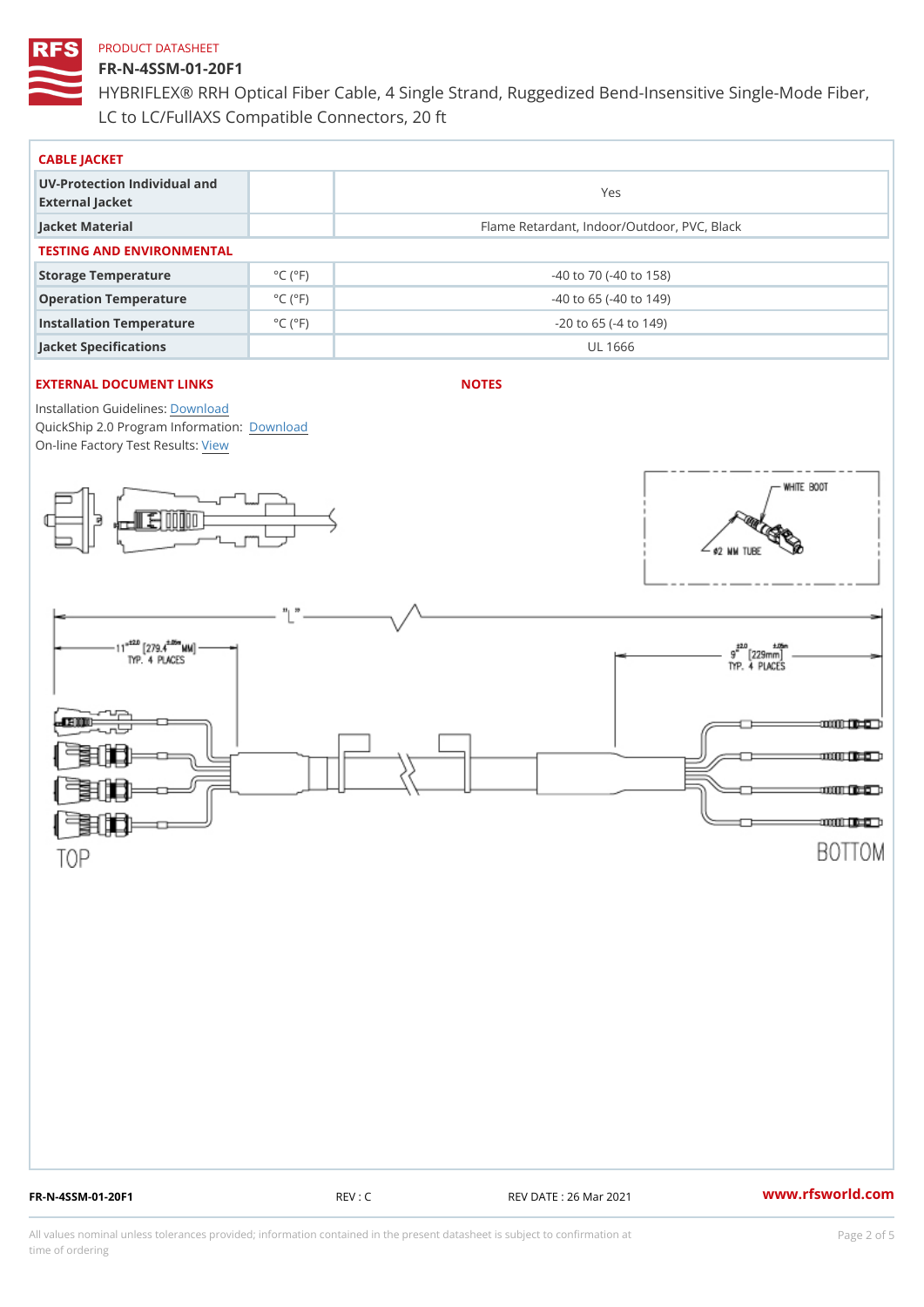PRODUCT DATASHEET

# FR-N-4SSM-01-20F1

HYBRIFLEX® RRH Optical Fiber Cable, 4 Single Strand, Ruggedized Bend-Insensitive Single-Mode Fiber, LC to LC/FullAXS Compatible Connectors, 20 ft

## CABLE JACKET

| | | |
|---|---|---|
| UV-Protection Individual and External Jacket | | Yes |
| Jacket Material | | Flame Retardant, Indoor/Outdoor, PVC, Black |

## TESTING AND ENVIRONMENTAL

| | | |
|---|---|---|
| Storage Temperature | °C (°F) | -40 to 70 (-40 to 158) |
| Operation Temperature | °C (°F) | -40 to 65 (-40 to 149) |
| Installation Temperature | °C (°F) | -20 to 65 (-4 to 149) |
| Jacket Specifications | | UL 1666 |

## EXTERNAL DOCUMENT LINKS

Installation Guidelines: Download
QuickShip 2.0 Program Information: Download
On-line Factory Test Results: View

## NOTES

WHITE BOOT
Ø2 MM TUBE

"L"

11" ±2.0 [279.4 ±50 MM] TYP. 4 PLACES

9" ±2.0 [229mm] ±.05in TYP. 4 PLACES

TOP

BOTTOM

FR-N-4SSM-01-20F1 REV : C REV DATE : 26 Mar 2021 www.rfsworld.com

All values nominal unless tolerances provided; information contained in the present datasheet is subject to confirmation at time of ordering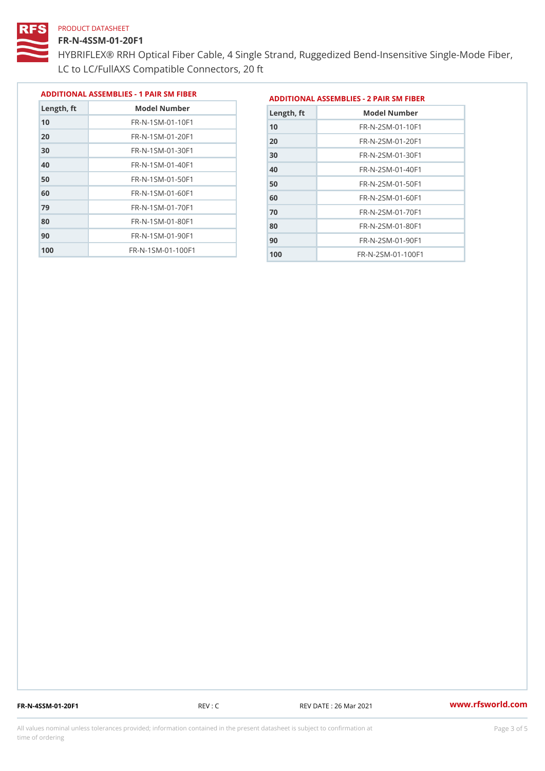PRODUCT DATASHEET

# FR-N-4SSM-01-20F1

HYBRIFLEX® RRH Optical Fiber Cable, 4 Single Strand, Ruggedized Bend-Insensitive Single-Mode Fiber, LC to LC/FullAXS Compatible Connectors, 20 ft

## ADDITIONAL ASSEMBLIES - 1 PAIR SM FIBER

| Length, ft | Model Number |
|---|---|
| 10 | FR-N-1SM-01-10F1 |
| 20 | FR-N-1SM-01-20F1 |
| 30 | FR-N-1SM-01-30F1 |
| 40 | FR-N-1SM-01-40F1 |
| 50 | FR-N-1SM-01-50F1 |
| 60 | FR-N-1SM-01-60F1 |
| 79 | FR-N-1SM-01-70F1 |
| 80 | FR-N-1SM-01-80F1 |
| 90 | FR-N-1SM-01-90F1 |
| 100 | FR-N-1SM-01-100F1 |

## ADDITIONAL ASSEMBLIES - 2 PAIR SM FIBER

| Length, ft | Model Number |
|---|---|
| 10 | FR-N-2SM-01-10F1 |
| 20 | FR-N-2SM-01-20F1 |
| 30 | FR-N-2SM-01-30F1 |
| 40 | FR-N-2SM-01-40F1 |
| 50 | FR-N-2SM-01-50F1 |
| 60 | FR-N-2SM-01-60F1 |
| 70 | FR-N-2SM-01-70F1 |
| 80 | FR-N-2SM-01-80F1 |
| 90 | FR-N-2SM-01-90F1 |
| 100 | FR-N-2SM-01-100F1 |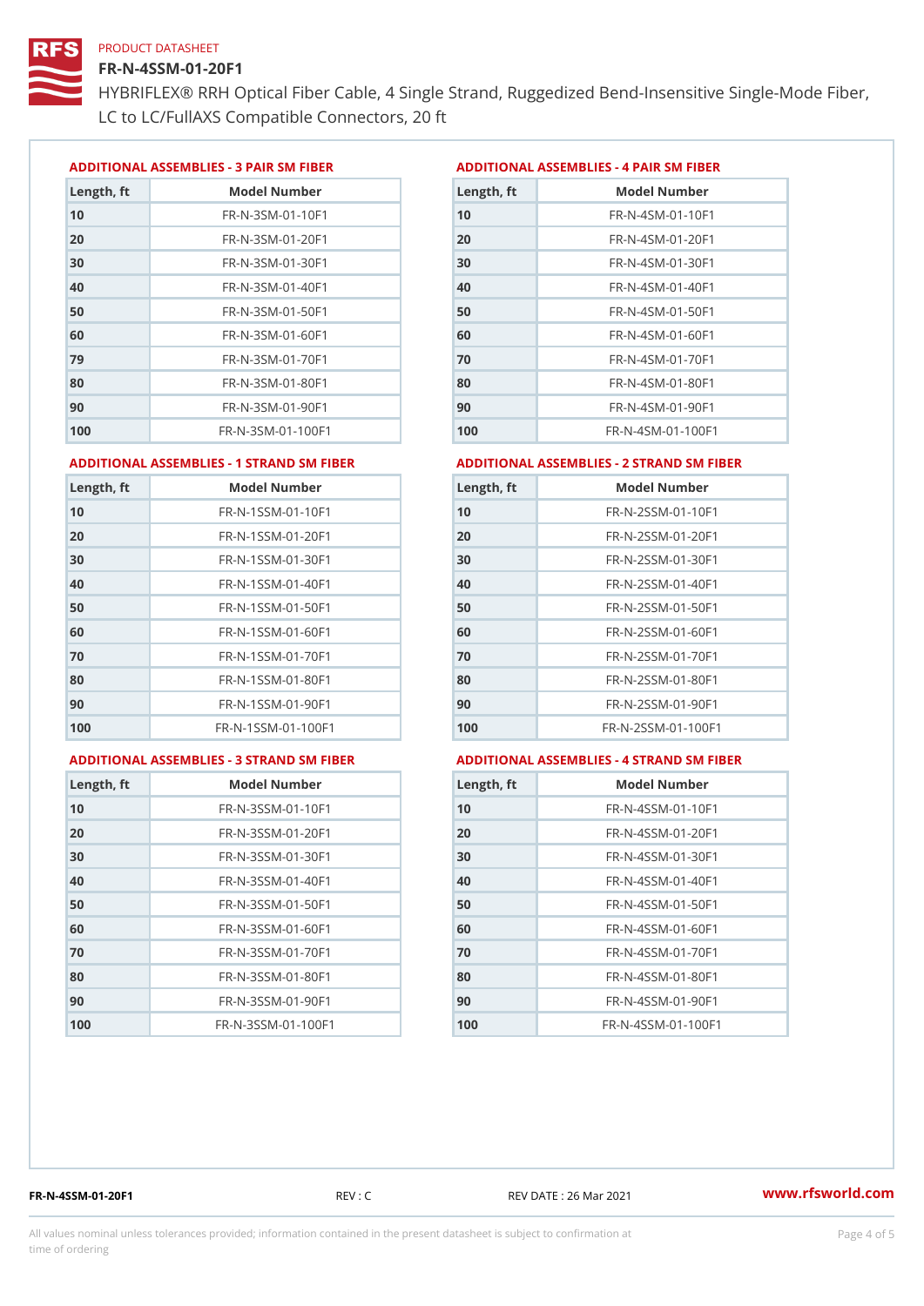PRODUCT DATASHEET

# FR-N-4SSM-01-20F1

HYBRIFLEX® RRH Optical Fiber Cable, 4 Single Strand, Ruggedized Bend-Insensitive Single-Mode Fiber, LC to LC/FullAXS Compatible Connectors, 20 ft

### ADDITIONAL ASSEMBLIES - 3 PAIR SM FIBER

| Length, ft | Model Number |
|---|---|
| 10 | FR-N-3SM-01-10F1 |
| 20 | FR-N-3SM-01-20F1 |
| 30 | FR-N-3SM-01-30F1 |
| 40 | FR-N-3SM-01-40F1 |
| 50 | FR-N-3SM-01-50F1 |
| 60 | FR-N-3SM-01-60F1 |
| 79 | FR-N-3SM-01-70F1 |
| 80 | FR-N-3SM-01-80F1 |
| 90 | FR-N-3SM-01-90F1 |
| 100 | FR-N-3SM-01-100F1 |

### ADDITIONAL ASSEMBLIES - 4 PAIR SM FIBER

| Length, ft | Model Number |
|---|---|
| 10 | FR-N-4SM-01-10F1 |
| 20 | FR-N-4SM-01-20F1 |
| 30 | FR-N-4SM-01-30F1 |
| 40 | FR-N-4SM-01-40F1 |
| 50 | FR-N-4SM-01-50F1 |
| 60 | FR-N-4SM-01-60F1 |
| 70 | FR-N-4SM-01-70F1 |
| 80 | FR-N-4SM-01-80F1 |
| 90 | FR-N-4SM-01-90F1 |
| 100 | FR-N-4SM-01-100F1 |

### ADDITIONAL ASSEMBLIES - 1 STRAND SM FIBER

| Length, ft | Model Number |
|---|---|
| 10 | FR-N-1SSM-01-10F1 |
| 20 | FR-N-1SSM-01-20F1 |
| 30 | FR-N-1SSM-01-30F1 |
| 40 | FR-N-1SSM-01-40F1 |
| 50 | FR-N-1SSM-01-50F1 |
| 60 | FR-N-1SSM-01-60F1 |
| 70 | FR-N-1SSM-01-70F1 |
| 80 | FR-N-1SSM-01-80F1 |
| 90 | FR-N-1SSM-01-90F1 |
| 100 | FR-N-1SSM-01-100F1 |

### ADDITIONAL ASSEMBLIES - 2 STRAND SM FIBER

| Length, ft | Model Number |
|---|---|
| 10 | FR-N-2SSM-01-10F1 |
| 20 | FR-N-2SSM-01-20F1 |
| 30 | FR-N-2SSM-01-30F1 |
| 40 | FR-N-2SSM-01-40F1 |
| 50 | FR-N-2SSM-01-50F1 |
| 60 | FR-N-2SSM-01-60F1 |
| 70 | FR-N-2SSM-01-70F1 |
| 80 | FR-N-2SSM-01-80F1 |
| 90 | FR-N-2SSM-01-90F1 |
| 100 | FR-N-2SSM-01-100F1 |

### ADDITIONAL ASSEMBLIES - 3 STRAND SM FIBER

| Length, ft | Model Number |
|---|---|
| 10 | FR-N-3SSM-01-10F1 |
| 20 | FR-N-3SSM-01-20F1 |
| 30 | FR-N-3SSM-01-30F1 |
| 40 | FR-N-3SSM-01-40F1 |
| 50 | FR-N-3SSM-01-50F1 |
| 60 | FR-N-3SSM-01-60F1 |
| 70 | FR-N-3SSM-01-70F1 |
| 80 | FR-N-3SSM-01-80F1 |
| 90 | FR-N-3SSM-01-90F1 |
| 100 | FR-N-3SSM-01-100F1 |

### ADDITIONAL ASSEMBLIES - 4 STRAND SM FIBER

| Length, ft | Model Number |
|---|---|
| 10 | FR-N-4SSM-01-10F1 |
| 20 | FR-N-4SSM-01-20F1 |
| 30 | FR-N-4SSM-01-30F1 |
| 40 | FR-N-4SSM-01-40F1 |
| 50 | FR-N-4SSM-01-50F1 |
| 60 | FR-N-4SSM-01-60F1 |
| 70 | FR-N-4SSM-01-70F1 |
| 80 | FR-N-4SSM-01-80F1 |
| 90 | FR-N-4SSM-01-90F1 |
| 100 | FR-N-4SSM-01-100F1 |

FR-N-4SSM-01-20F1 REV : C REV DATE : 26 Mar 2021 www.rfsworld.com

All values nominal unless tolerances provided; information contained in the present datasheet is subject to confirmation at time of ordering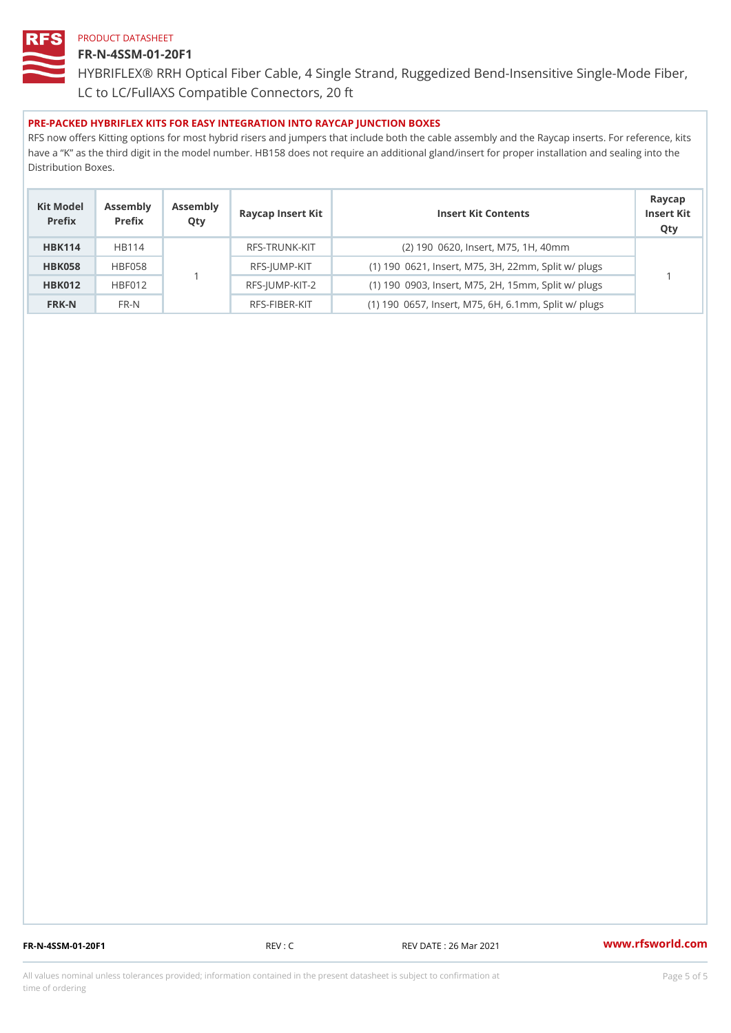PRODUCT DATASHEET

# FR-N-4SSM-01-20F1

HYBRIFLEX® RRH Optical Fiber Cable, 4 Single Strand, Ruggedized Bend-Insensitive Single-Mode Fiber, LC to LC/FullAXS Compatible Connectors, 20 ft

## PRE-PACKED HYBRIFLEX KITS FOR EASY INTEGRATION INTO RAYCAP JUNCTION BOXES

RFS now offers Kitting options for most hybrid risers and jumpers that include both the cable assembly and the Raycap inserts. For reference, kits have a "K" as the third digit in the model number. HB158 does not require an additional gland/insert for proper installation and sealing into the Distribution Boxes.

| Kit Model Prefix | Assembly Prefix | Assembly Qty | Raycap Insert Kit | Insert Kit Contents | Raycap Insert Kit Qty |
|---|---|---|---|---|---|
| **HBK114** | HB114 | 1 | RFS-TRUNK-KIT | (2) 190_0620, Insert, M75, 1H, 40mm | 1 |
| **HBK058** | HBF058 | | RFS-JUMP-KIT | (1) 190_0621, Insert, M75, 3H, 22mm, Split w/ plugs | |
| **HBK012** | HBF012 | | RFS-JUMP-KIT-2 | (1) 190_0903, Insert, M75, 2H, 15mm, Split w/ plugs | |
| **FRK-N** | FR-N | | RFS-FIBER-KIT | (1) 190_0657, Insert, M75, 6H, 6.1mm, Split w/ plugs | |

FR-N-4SSM-01-20F1 REV : C REV DATE : 26 Mar 2021 www.rfsworld.com

All values nominal unless tolerances provided; information contained in the present datasheet is subject to confirmation at time of ordering